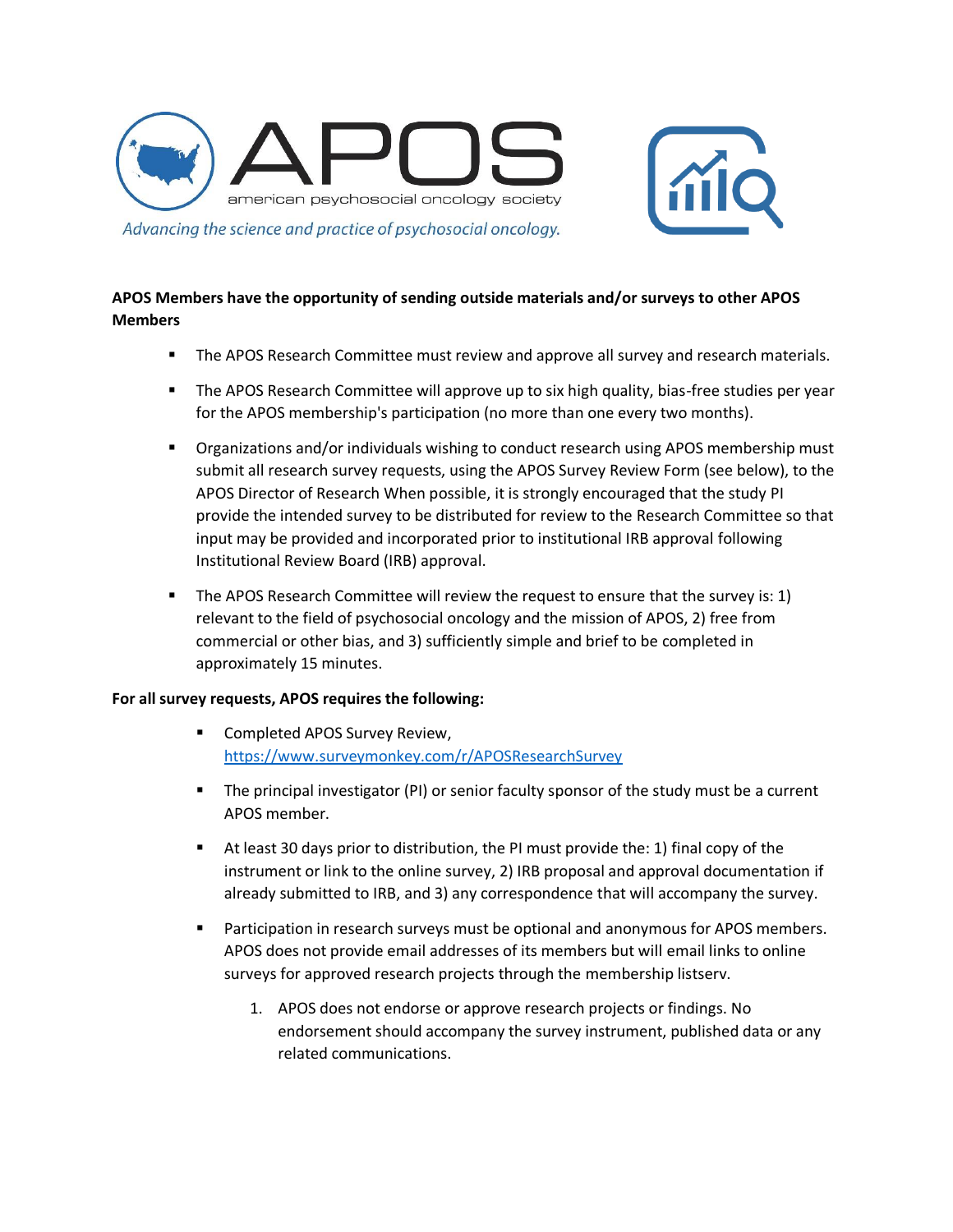APOS
american psychosocial oncology society

*Advancing the science and practice of psychosocial oncology.*

**APOS Members have the opportunity of sending outside materials and/or surveys to other APOS Members**

- The APOS Research Committee must review and approve all survey and research materials.
- The APOS Research Committee will approve up to six high quality, bias-free studies per year for the APOS membership's participation (no more than one every two months).
- Organizations and/or individuals wishing to conduct research using APOS membership must submit all research survey requests, using the APOS Survey Review Form (see below), to the APOS Director of Research When possible, it is strongly encouraged that the study PI provide the intended survey to be distributed for review to the Research Committee so that input may be provided and incorporated prior to institutional IRB approval following Institutional Review Board (IRB) approval.
- The APOS Research Committee will review the request to ensure that the survey is: 1) relevant to the field of psychosocial oncology and the mission of APOS, 2) free from commercial or other bias, and 3) sufficiently simple and brief to be completed in approximately 15 minutes.

**For all survey requests, APOS requires the following:**

- Completed APOS Survey Review, [https://www.surveymonkey.com/r/APOSResearchSurvey](https://www.surveymonkey.com/r/APOSResearchSurvey)
- The principal investigator (PI) or senior faculty sponsor of the study must be a current APOS member.
- At least 30 days prior to distribution, the PI must provide the: 1) final copy of the instrument or link to the online survey, 2) IRB proposal and approval documentation if already submitted to IRB, and 3) any correspondence that will accompany the survey.
- Participation in research surveys must be optional and anonymous for APOS members. APOS does not provide email addresses of its members but will email links to online surveys for approved research projects through the membership listserv.

    1. APOS does not endorse or approve research projects or findings. No endorsement should accompany the survey instrument, published data or any related communications.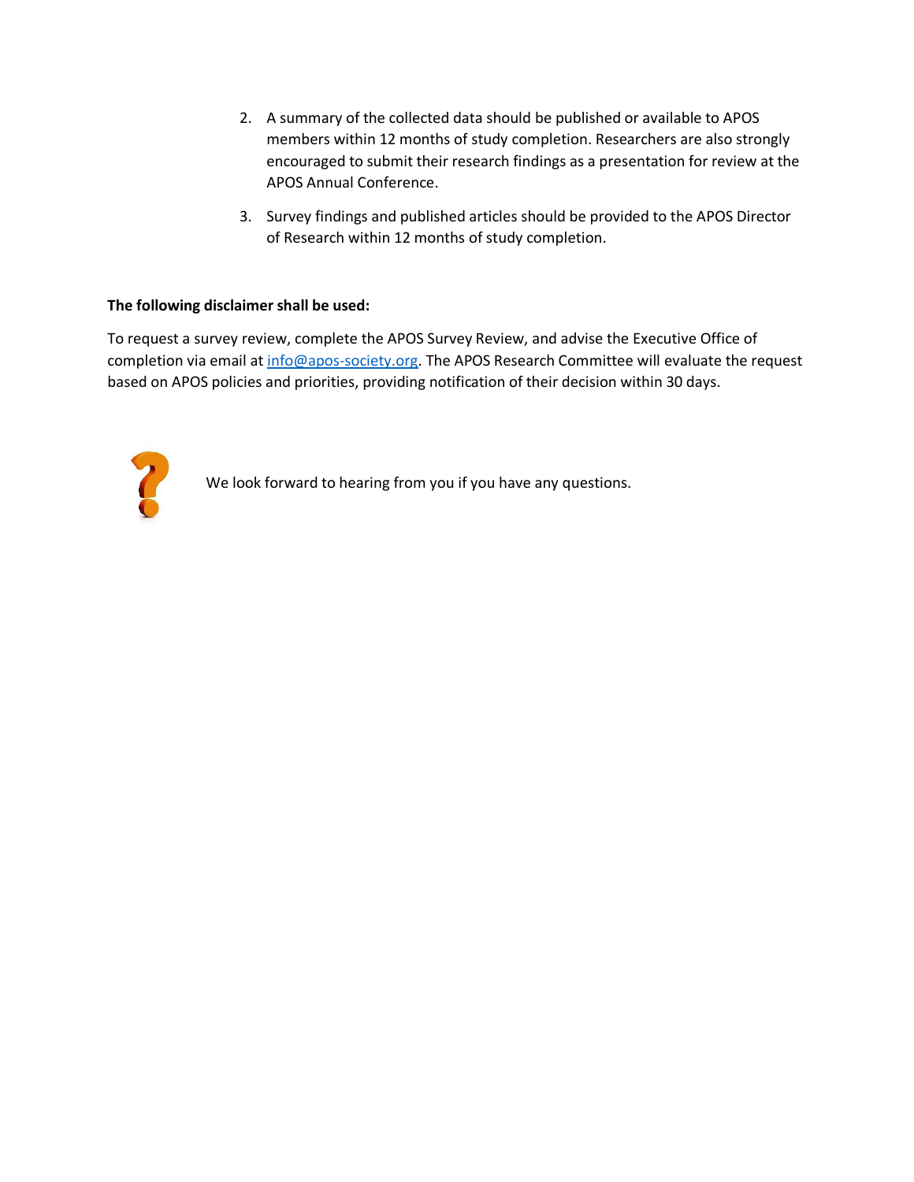2. A summary of the collected data should be published or available to APOS members within 12 months of study completion. Researchers are also strongly encouraged to submit their research findings as a presentation for review at the APOS Annual Conference.

3. Survey findings and published articles should be provided to the APOS Director of Research within 12 months of study completion.

**The following disclaimer shall be used:**

To request a survey review, complete the APOS Survey Review, and advise the Executive Office of completion via email at info@apos-society.org. The APOS Research Committee will evaluate the request based on APOS policies and priorities, providing notification of their decision within 30 days.

We look forward to hearing from you if you have any questions.